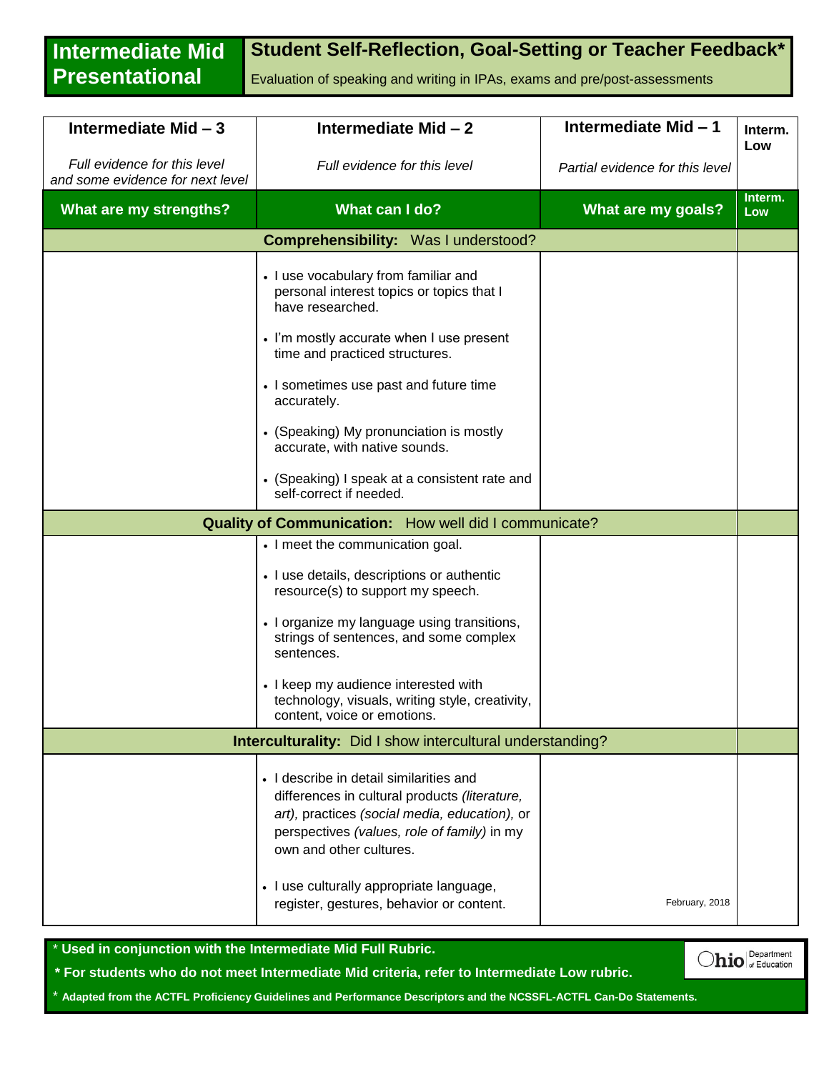# Intermediate Mid Presentational

## Student Self-Reflection, Goal-Setting or Teacher Feedback*

Evaluation of speaking and writing in IPAs, exams and pre/post-assessments

| **Intermediate Mid – 3**<br>*Full evidence for this level and some evidence for next level* | **Intermediate Mid – 2**<br>*Full evidence for this level* | **Intermediate Mid – 1**<br>*Partial evidence for this level* | **Interm. Low** |
|---|---|---|---|
| **What are my strengths?** | **What can I do?** | **What are my goals?** | **Interm. Low** |
| **Comprehensibility:** Was I understood? | | | |
| | • I use vocabulary from familiar and personal interest topics or topics that I have researched.<br>• I'm mostly accurate when I use present time and practiced structures.<br>• I sometimes use past and future time accurately.<br>• (Speaking) My pronunciation is mostly accurate, with native sounds.<br>• (Speaking) I speak at a consistent rate and self-correct if needed. | | |
| **Quality of Communication:** How well did I communicate? | | | |
| | • I meet the communication goal.<br>• I use details, descriptions or authentic resource(s) to support my speech.<br>• I organize my language using transitions, strings of sentences, and some complex sentences.<br>• I keep my audience interested with technology, visuals, writing style, creativity, content, voice or emotions. | | |
| **Interculturality:** Did I show intercultural understanding? | | | |
| | • I describe in detail similarities and differences in cultural products *(literature, art),* practices *(social media, education),* or perspectives *(values, role of family)* in my own and other cultures.<br>• I use culturally appropriate language, register, gestures, behavior or content. | February, 2018 | |

\* **Used in conjunction with the Intermediate Mid Full Rubric.**

\* **For students who do not meet Intermediate Mid criteria, refer to Intermediate Low rubric.**

\* **Adapted from the ACTFL Proficiency Guidelines and Performance Descriptors and the NCSSFL-ACTFL Can-Do Statements.**

Ohio Department of Education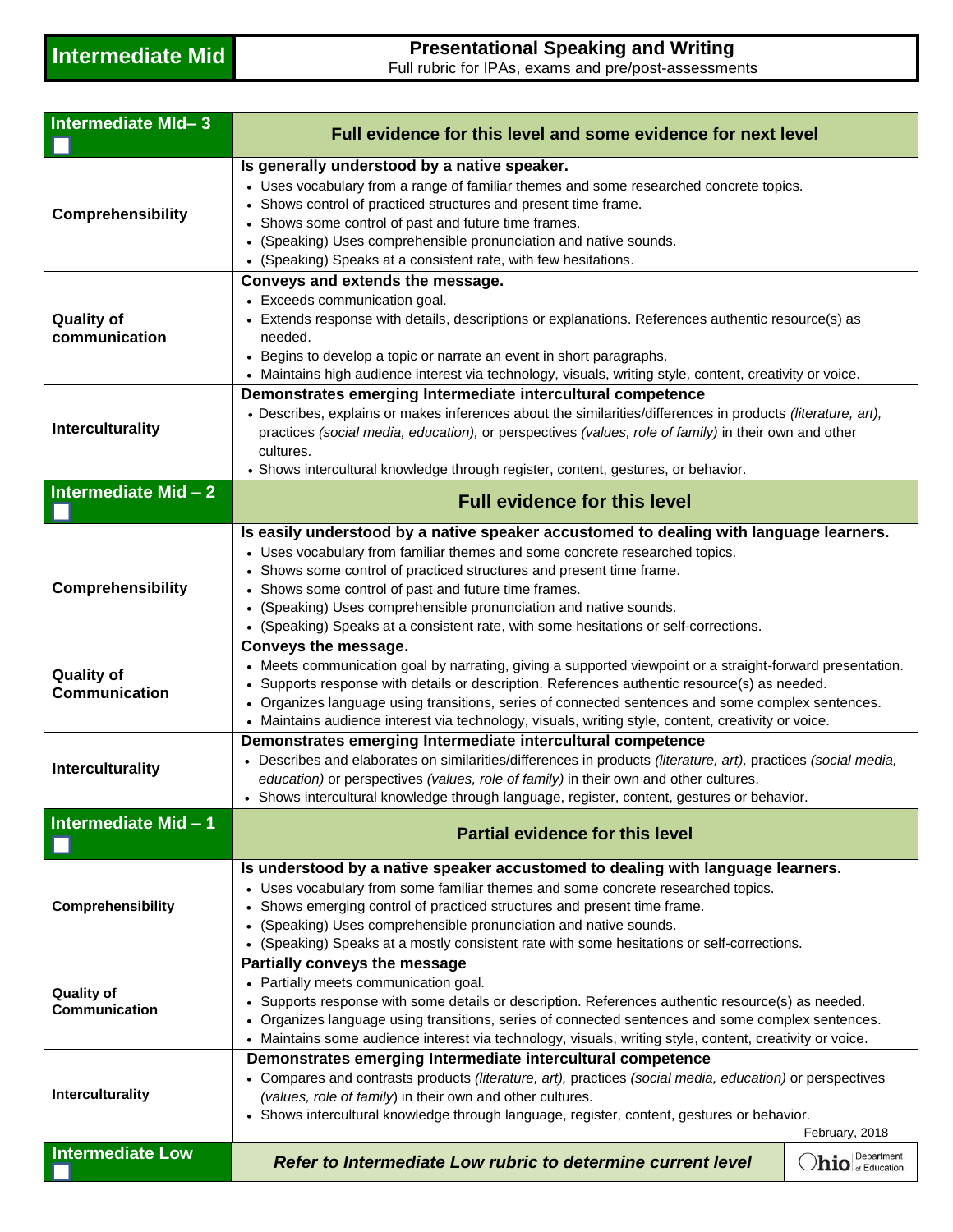# Intermediate Mid

## Presentational Speaking and Writing

Full rubric for IPAs, exams and pre/post-assessments

| | |
|---|---|
| **Intermediate MId– 3** ☐ | **Full evidence for this level and some evidence for next level** |
| **Comprehensibility** | **Is generally understood by a native speaker.**<br>• Uses vocabulary from a range of familiar themes and some researched concrete topics.<br>• Shows control of practiced structures and present time frame.<br>• Shows some control of past and future time frames.<br>• (Speaking) Uses comprehensible pronunciation and native sounds.<br>• (Speaking) Speaks at a consistent rate, with few hesitations. |
| **Quality of communication** | **Conveys and extends the message.**<br>• Exceeds communication goal.<br>• Extends response with details, descriptions or explanations. References authentic resource(s) as needed.<br>• Begins to develop a topic or narrate an event in short paragraphs.<br>• Maintains high audience interest via technology, visuals, writing style, content, creativity or voice. |
| **Interculturality** | **Demonstrates emerging Intermediate intercultural competence**<br>• Describes, explains or makes inferences about the similarities/differences in products *(literature, art),* practices *(social media, education),* or perspectives *(values, role of family)* in their own and other cultures.<br>• Shows intercultural knowledge through register, content, gestures, or behavior. |
| **Intermediate Mid – 2** ☐ | **Full evidence for this level** |
| **Comprehensibility** | **Is easily understood by a native speaker accustomed to dealing with language learners.**<br>• Uses vocabulary from familiar themes and some concrete researched topics.<br>• Shows some control of practiced structures and present time frame.<br>• Shows some control of past and future time frames.<br>• (Speaking) Uses comprehensible pronunciation and native sounds.<br>• (Speaking) Speaks at a consistent rate, with some hesitations or self-corrections. |
| **Quality of Communication** | **Conveys the message.**<br>• Meets communication goal by narrating, giving a supported viewpoint or a straight-forward presentation.<br>• Supports response with details or description. References authentic resource(s) as needed.<br>• Organizes language using transitions, series of connected sentences and some complex sentences.<br>• Maintains audience interest via technology, visuals, writing style, content, creativity or voice. |
| **Interculturality** | **Demonstrates emerging Intermediate intercultural competence**<br>• Describes and elaborates on similarities/differences in products *(literature, art),* practices *(social media, education)* or perspectives *(values, role of family)* in their own and other cultures.<br>• Shows intercultural knowledge through language, register, content, gestures or behavior. |
| **Intermediate Mid – 1** ☐ | **Partial evidence for this level** |
| **Comprehensibility** | **Is understood by a native speaker accustomed to dealing with language learners.**<br>• Uses vocabulary from some familiar themes and some concrete researched topics.<br>• Shows emerging control of practiced structures and present time frame.<br>• (Speaking) Uses comprehensible pronunciation and native sounds.<br>• (Speaking) Speaks at a mostly consistent rate with some hesitations or self-corrections. |
| **Quality of Communication** | **Partially conveys the message**<br>• Partially meets communication goal.<br>• Supports response with some details or description. References authentic resource(s) as needed.<br>• Organizes language using transitions, series of connected sentences and some complex sentences.<br>• Maintains some audience interest via technology, visuals, writing style, content, creativity or voice. |
| **Interculturality** | **Demonstrates emerging Intermediate intercultural competence**<br>• Compares and contrasts products *(literature, art),* practices *(social media, education)* or perspectives *(values, role of family*) in their own and other cultures.<br>• Shows intercultural knowledge through language, register, content, gestures or behavior. |
| **Intermediate Low** ☐ | ***Refer to Intermediate Low rubric to determine current level*** |

February, 2018

Ohio Department of Education